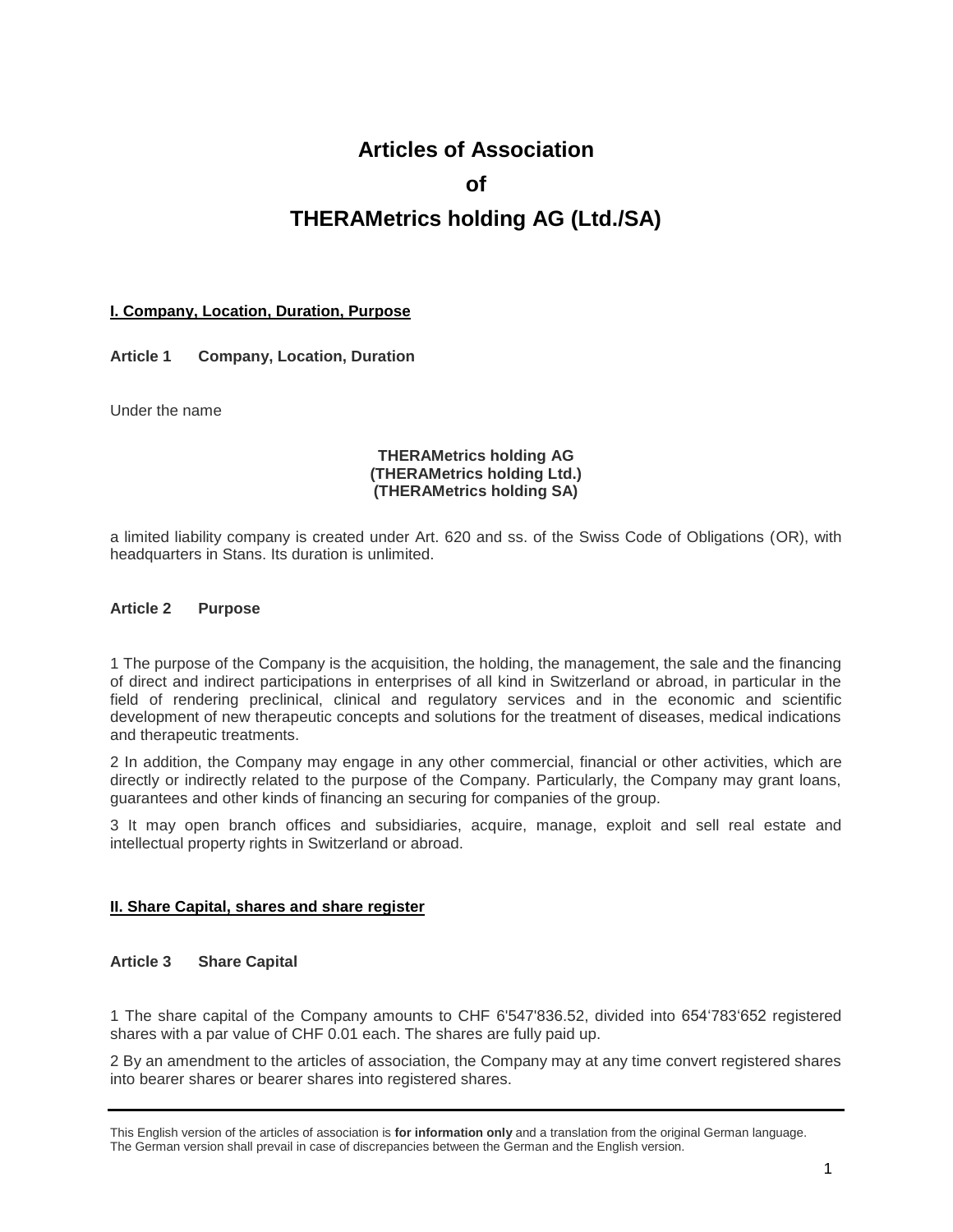# Articles of Association

# of

# THERAMetrics holding AG (Ltd./SA)

## I. Company, Location, Duration, Purpose

### Article 1 Company, Location, Duration

Under the name

**THERAMetrics holding AG**
**(THERAMetrics holding Ltd.)**
**(THERAMetrics holding SA)**

a limited liability company is created under Art. 620 and ss. of the Swiss Code of Obligations (OR), with headquarters in Stans. Its duration is unlimited.

### Article 2 Purpose

1 The purpose of the Company is the acquisition, the holding, the management, the sale and the financing of direct and indirect participations in enterprises of all kind in Switzerland or abroad, in particular in the field of rendering preclinical, clinical and regulatory services and in the economic and scientific development of new therapeutic concepts and solutions for the treatment of diseases, medical indications and therapeutic treatments.

2 In addition, the Company may engage in any other commercial, financial or other activities, which are directly or indirectly related to the purpose of the Company. Particularly, the Company may grant loans, guarantees and other kinds of financing an securing for companies of the group.

3 It may open branch offices and subsidiaries, acquire, manage, exploit and sell real estate and intellectual property rights in Switzerland or abroad.

## II. Share Capital, shares and share register

### Article 3 Share Capital

1 The share capital of the Company amounts to CHF 6'547'836.52, divided into 654‘783‘652 registered shares with a par value of CHF 0.01 each. The shares are fully paid up.

2 By an amendment to the articles of association, the Company may at any time convert registered shares into bearer shares or bearer shares into registered shares.

This English version of the articles of association is **for information only** and a translation from the original German language. The German version shall prevail in case of discrepancies between the German and the English version.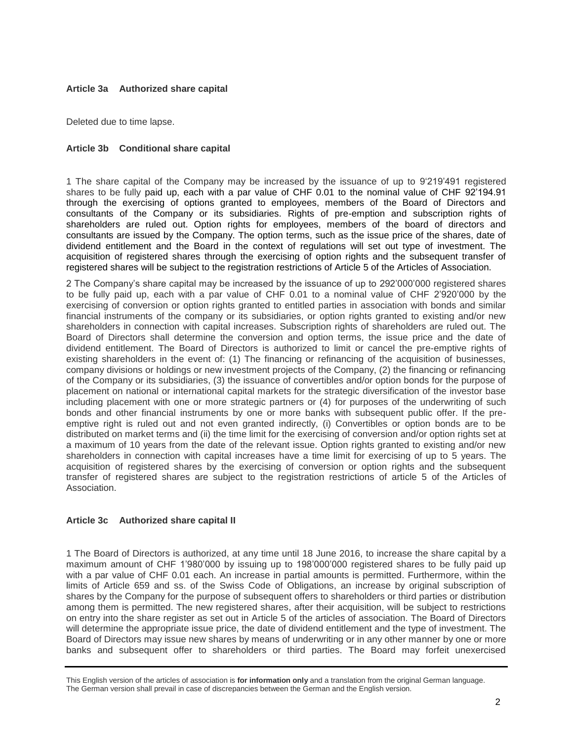**Article 3a Authorized share capital**

Deleted due to time lapse.

**Article 3b Conditional share capital**

1 The share capital of the Company may be increased by the issuance of up to 9'219'491 registered shares to be fully paid up, each with a par value of CHF 0.01 to the nominal value of CHF 92'194.91 through the exercising of options granted to employees, members of the Board of Directors and consultants of the Company or its subsidiaries. Rights of pre-emption and subscription rights of shareholders are ruled out. Option rights for employees, members of the board of directors and consultants are issued by the Company. The option terms, such as the issue price of the shares, date of dividend entitlement and the Board in the context of regulations will set out type of investment. The acquisition of registered shares through the exercising of option rights and the subsequent transfer of registered shares will be subject to the registration restrictions of Article 5 of the Articles of Association.

2 The Company's share capital may be increased by the issuance of up to 292'000'000 registered shares to be fully paid up, each with a par value of CHF 0.01 to a nominal value of CHF 2'920'000 by the exercising of conversion or option rights granted to entitled parties in association with bonds and similar financial instruments of the company or its subsidiaries, or option rights granted to existing and/or new shareholders in connection with capital increases. Subscription rights of shareholders are ruled out. The Board of Directors shall determine the conversion and option terms, the issue price and the date of dividend entitlement. The Board of Directors is authorized to limit or cancel the pre-emptive rights of existing shareholders in the event of: (1) The financing or refinancing of the acquisition of businesses, company divisions or holdings or new investment projects of the Company, (2) the financing or refinancing of the Company or its subsidiaries, (3) the issuance of convertibles and/or option bonds for the purpose of placement on national or international capital markets for the strategic diversification of the investor base including placement with one or more strategic partners or (4) for purposes of the underwriting of such bonds and other financial instruments by one or more banks with subsequent public offer. If the pre-emptive right is ruled out and not even granted indirectly, (i) Convertibles or option bonds are to be distributed on market terms and (ii) the time limit for the exercising of conversion and/or option rights set at a maximum of 10 years from the date of the relevant issue. Option rights granted to existing and/or new shareholders in connection with capital increases have a time limit for exercising of up to 5 years. The acquisition of registered shares by the exercising of conversion or option rights and the subsequent transfer of registered shares are subject to the registration restrictions of article 5 of the Articles of Association.

**Article 3c Authorized share capital II**

1 The Board of Directors is authorized, at any time until 18 June 2016, to increase the share capital by a maximum amount of CHF 1'980'000 by issuing up to 198'000'000 registered shares to be fully paid up with a par value of CHF 0.01 each. An increase in partial amounts is permitted. Furthermore, within the limits of Article 659 and ss. of the Swiss Code of Obligations, an increase by original subscription of shares by the Company for the purpose of subsequent offers to shareholders or third parties or distribution among them is permitted. The new registered shares, after their acquisition, will be subject to restrictions on entry into the share register as set out in Article 5 of the articles of association. The Board of Directors will determine the appropriate issue price, the date of dividend entitlement and the type of investment. The Board of Directors may issue new shares by means of underwriting or in any other manner by one or more banks and subsequent offer to shareholders or third parties. The Board may forfeit unexercised

This English version of the articles of association is **for information only** and a translation from the original German language. The German version shall prevail in case of discrepancies between the German and the English version.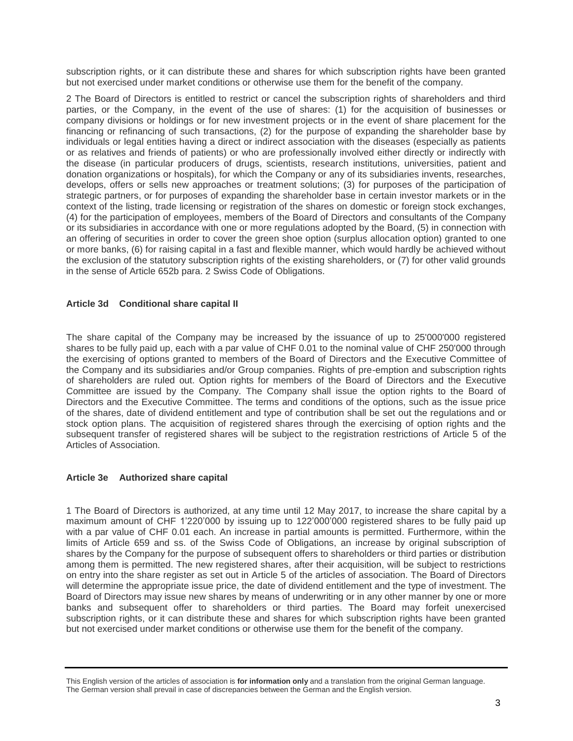subscription rights, or it can distribute these and shares for which subscription rights have been granted but not exercised under market conditions or otherwise use them for the benefit of the company.

2 The Board of Directors is entitled to restrict or cancel the subscription rights of shareholders and third parties, or the Company, in the event of the use of shares: (1) for the acquisition of businesses or company divisions or holdings or for new investment projects or in the event of share placement for the financing or refinancing of such transactions, (2) for the purpose of expanding the shareholder base by individuals or legal entities having a direct or indirect association with the diseases (especially as patients or as relatives and friends of patients) or who are professionally involved either directly or indirectly with the disease (in particular producers of drugs, scientists, research institutions, universities, patient and donation organizations or hospitals), for which the Company or any of its subsidiaries invents, researches, develops, offers or sells new approaches or treatment solutions; (3) for purposes of the participation of strategic partners, or for purposes of expanding the shareholder base in certain investor markets or in the context of the listing, trade licensing or registration of the shares on domestic or foreign stock exchanges, (4) for the participation of employees, members of the Board of Directors and consultants of the Company or its subsidiaries in accordance with one or more regulations adopted by the Board, (5) in connection with an offering of securities in order to cover the green shoe option (surplus allocation option) granted to one or more banks, (6) for raising capital in a fast and flexible manner, which would hardly be achieved without the exclusion of the statutory subscription rights of the existing shareholders, or (7) for other valid grounds in the sense of Article 652b para. 2 Swiss Code of Obligations.

### Article 3d Conditional share capital II

The share capital of the Company may be increased by the issuance of up to 25'000'000 registered shares to be fully paid up, each with a par value of CHF 0.01 to the nominal value of CHF 250'000 through the exercising of options granted to members of the Board of Directors and the Executive Committee of the Company and its subsidiaries and/or Group companies. Rights of pre-emption and subscription rights of shareholders are ruled out. Option rights for members of the Board of Directors and the Executive Committee are issued by the Company. The Company shall issue the option rights to the Board of Directors and the Executive Committee. The terms and conditions of the options, such as the issue price of the shares, date of dividend entitlement and type of contribution shall be set out the regulations and or stock option plans. The acquisition of registered shares through the exercising of option rights and the subsequent transfer of registered shares will be subject to the registration restrictions of Article 5 of the Articles of Association.

### Article 3e Authorized share capital

1 The Board of Directors is authorized, at any time until 12 May 2017, to increase the share capital by a maximum amount of CHF 1'220'000 by issuing up to 122'000'000 registered shares to be fully paid up with a par value of CHF 0.01 each. An increase in partial amounts is permitted. Furthermore, within the limits of Article 659 and ss. of the Swiss Code of Obligations, an increase by original subscription of shares by the Company for the purpose of subsequent offers to shareholders or third parties or distribution among them is permitted. The new registered shares, after their acquisition, will be subject to restrictions on entry into the share register as set out in Article 5 of the articles of association. The Board of Directors will determine the appropriate issue price, the date of dividend entitlement and the type of investment. The Board of Directors may issue new shares by means of underwriting or in any other manner by one or more banks and subsequent offer to shareholders or third parties. The Board may forfeit unexercised subscription rights, or it can distribute these and shares for which subscription rights have been granted but not exercised under market conditions or otherwise use them for the benefit of the company.

This English version of the articles of association is **for information only** and a translation from the original German language. The German version shall prevail in case of discrepancies between the German and the English version.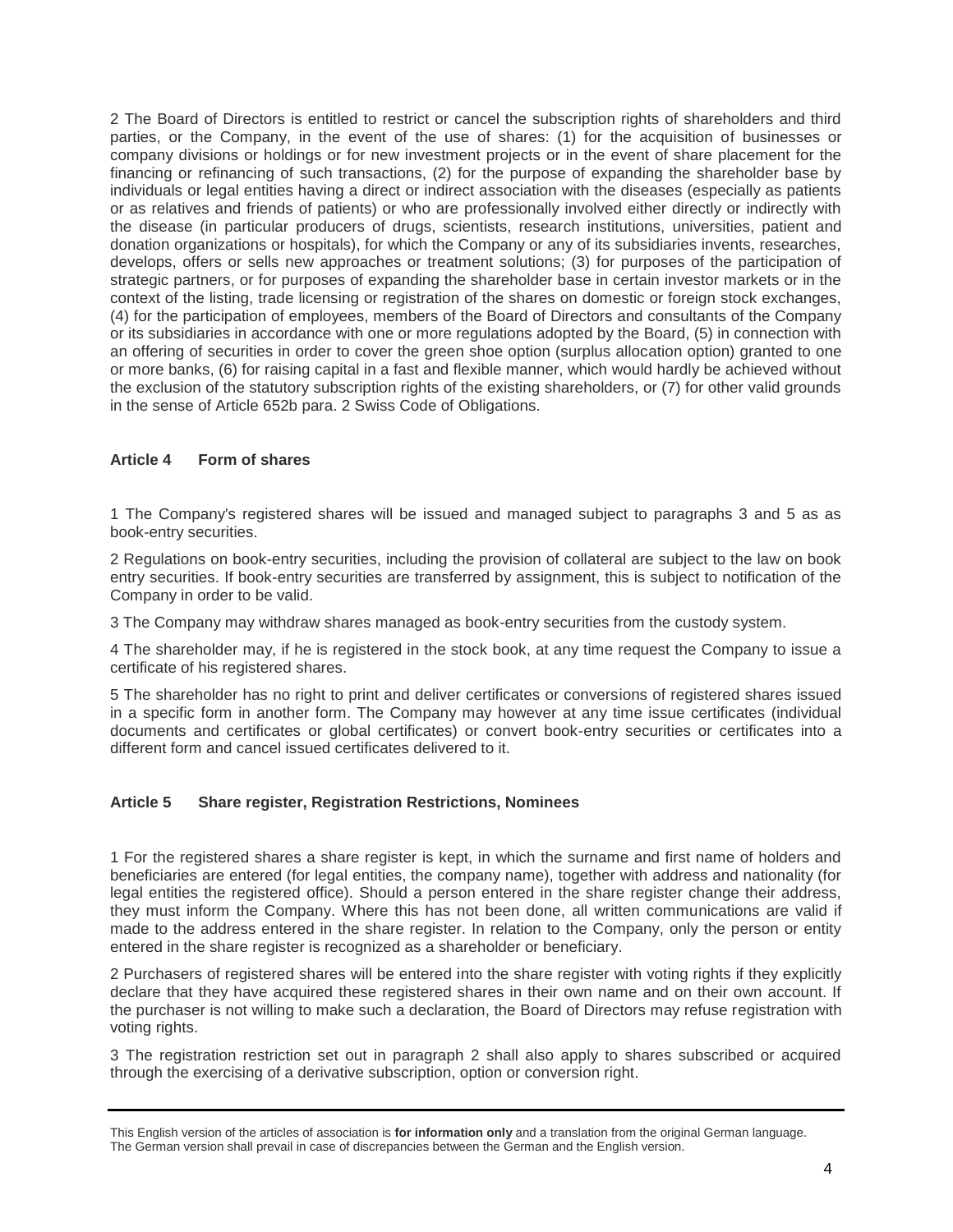2 The Board of Directors is entitled to restrict or cancel the subscription rights of shareholders and third parties, or the Company, in the event of the use of shares: (1) for the acquisition of businesses or company divisions or holdings or for new investment projects or in the event of share placement for the financing or refinancing of such transactions, (2) for the purpose of expanding the shareholder base by individuals or legal entities having a direct or indirect association with the diseases (especially as patients or as relatives and friends of patients) or who are professionally involved either directly or indirectly with the disease (in particular producers of drugs, scientists, research institutions, universities, patient and donation organizations or hospitals), for which the Company or any of its subsidiaries invents, researches, develops, offers or sells new approaches or treatment solutions; (3) for purposes of the participation of strategic partners, or for purposes of expanding the shareholder base in certain investor markets or in the context of the listing, trade licensing or registration of the shares on domestic or foreign stock exchanges, (4) for the participation of employees, members of the Board of Directors and consultants of the Company or its subsidiaries in accordance with one or more regulations adopted by the Board, (5) in connection with an offering of securities in order to cover the green shoe option (surplus allocation option) granted to one or more banks, (6) for raising capital in a fast and flexible manner, which would hardly be achieved without the exclusion of the statutory subscription rights of the existing shareholders, or (7) for other valid grounds in the sense of Article 652b para. 2 Swiss Code of Obligations.

### Article 4 Form of shares

1 The Company's registered shares will be issued and managed subject to paragraphs 3 and 5 as as book-entry securities.

2 Regulations on book-entry securities, including the provision of collateral are subject to the law on book entry securities. If book-entry securities are transferred by assignment, this is subject to notification of the Company in order to be valid.

3 The Company may withdraw shares managed as book-entry securities from the custody system.

4 The shareholder may, if he is registered in the stock book, at any time request the Company to issue a certificate of his registered shares.

5 The shareholder has no right to print and deliver certificates or conversions of registered shares issued in a specific form in another form. The Company may however at any time issue certificates (individual documents and certificates or global certificates) or convert book-entry securities or certificates into a different form and cancel issued certificates delivered to it.

### Article 5 Share register, Registration Restrictions, Nominees

1 For the registered shares a share register is kept, in which the surname and first name of holders and beneficiaries are entered (for legal entities, the company name), together with address and nationality (for legal entities the registered office). Should a person entered in the share register change their address, they must inform the Company. Where this has not been done, all written communications are valid if made to the address entered in the share register. In relation to the Company, only the person or entity entered in the share register is recognized as a shareholder or beneficiary.

2 Purchasers of registered shares will be entered into the share register with voting rights if they explicitly declare that they have acquired these registered shares in their own name and on their own account. If the purchaser is not willing to make such a declaration, the Board of Directors may refuse registration with voting rights.

3 The registration restriction set out in paragraph 2 shall also apply to shares subscribed or acquired through the exercising of a derivative subscription, option or conversion right.

This English version of the articles of association is **for information only** and a translation from the original German language. The German version shall prevail in case of discrepancies between the German and the English version.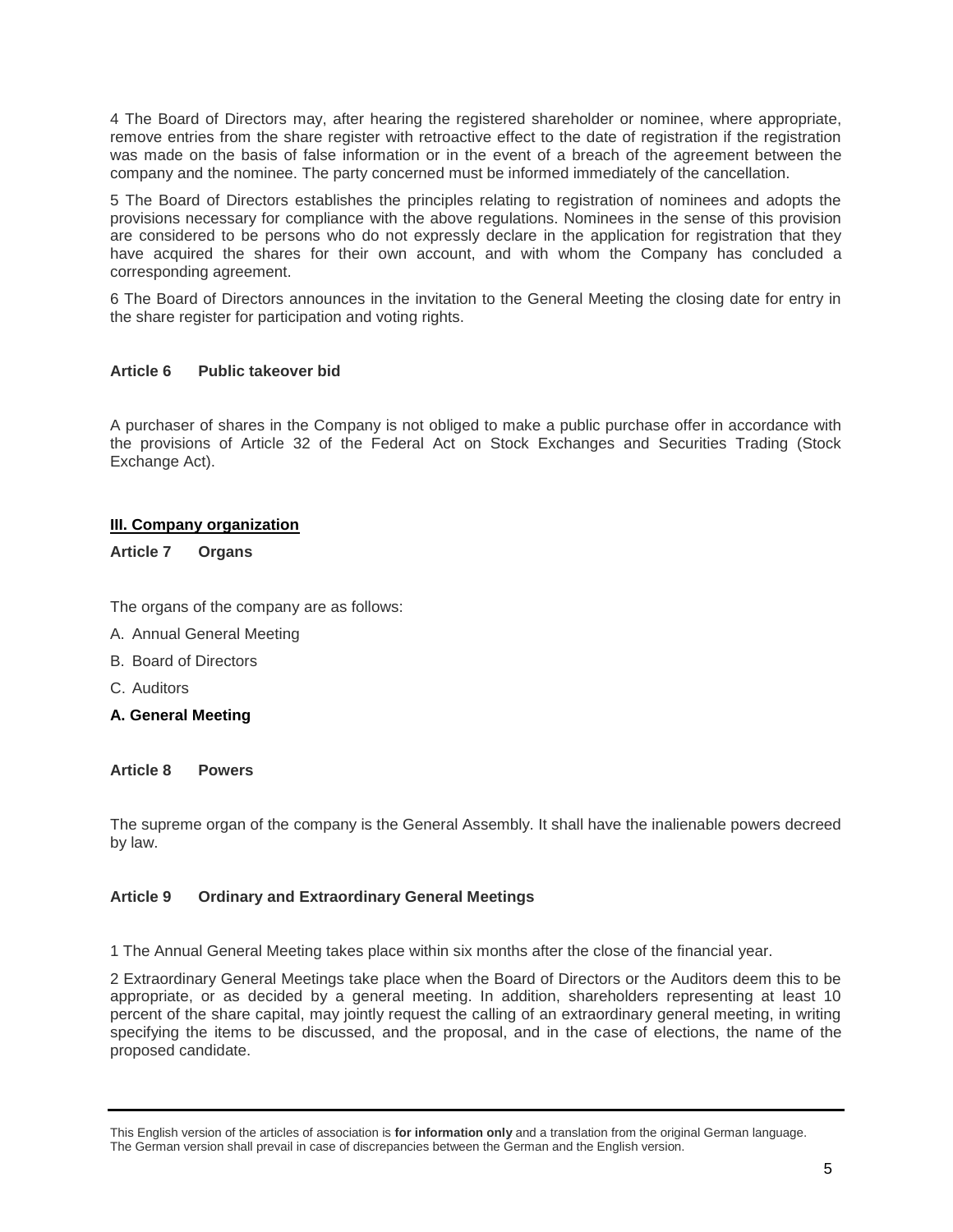4 The Board of Directors may, after hearing the registered shareholder or nominee, where appropriate, remove entries from the share register with retroactive effect to the date of registration if the registration was made on the basis of false information or in the event of a breach of the agreement between the company and the nominee. The party concerned must be informed immediately of the cancellation.

5 The Board of Directors establishes the principles relating to registration of nominees and adopts the provisions necessary for compliance with the above regulations. Nominees in the sense of this provision are considered to be persons who do not expressly declare in the application for registration that they have acquired the shares for their own account, and with whom the Company has concluded a corresponding agreement.

6 The Board of Directors announces in the invitation to the General Meeting the closing date for entry in the share register for participation and voting rights.

#### Article 6 Public takeover bid

A purchaser of shares in the Company is not obliged to make a public purchase offer in accordance with the provisions of Article 32 of the Federal Act on Stock Exchanges and Securities Trading (Stock Exchange Act).

## III. Company organization

#### Article 7 Organs

The organs of the company are as follows:

A. Annual General Meeting

B. Board of Directors

C. Auditors

### A. General Meeting

#### Article 8 Powers

The supreme organ of the company is the General Assembly. It shall have the inalienable powers decreed by law.

#### Article 9 Ordinary and Extraordinary General Meetings

1 The Annual General Meeting takes place within six months after the close of the financial year.

2 Extraordinary General Meetings take place when the Board of Directors or the Auditors deem this to be appropriate, or as decided by a general meeting. In addition, shareholders representing at least 10 percent of the share capital, may jointly request the calling of an extraordinary general meeting, in writing specifying the items to be discussed, and the proposal, and in the case of elections, the name of the proposed candidate.

This English version of the articles of association is **for information only** and a translation from the original German language. The German version shall prevail in case of discrepancies between the German and the English version.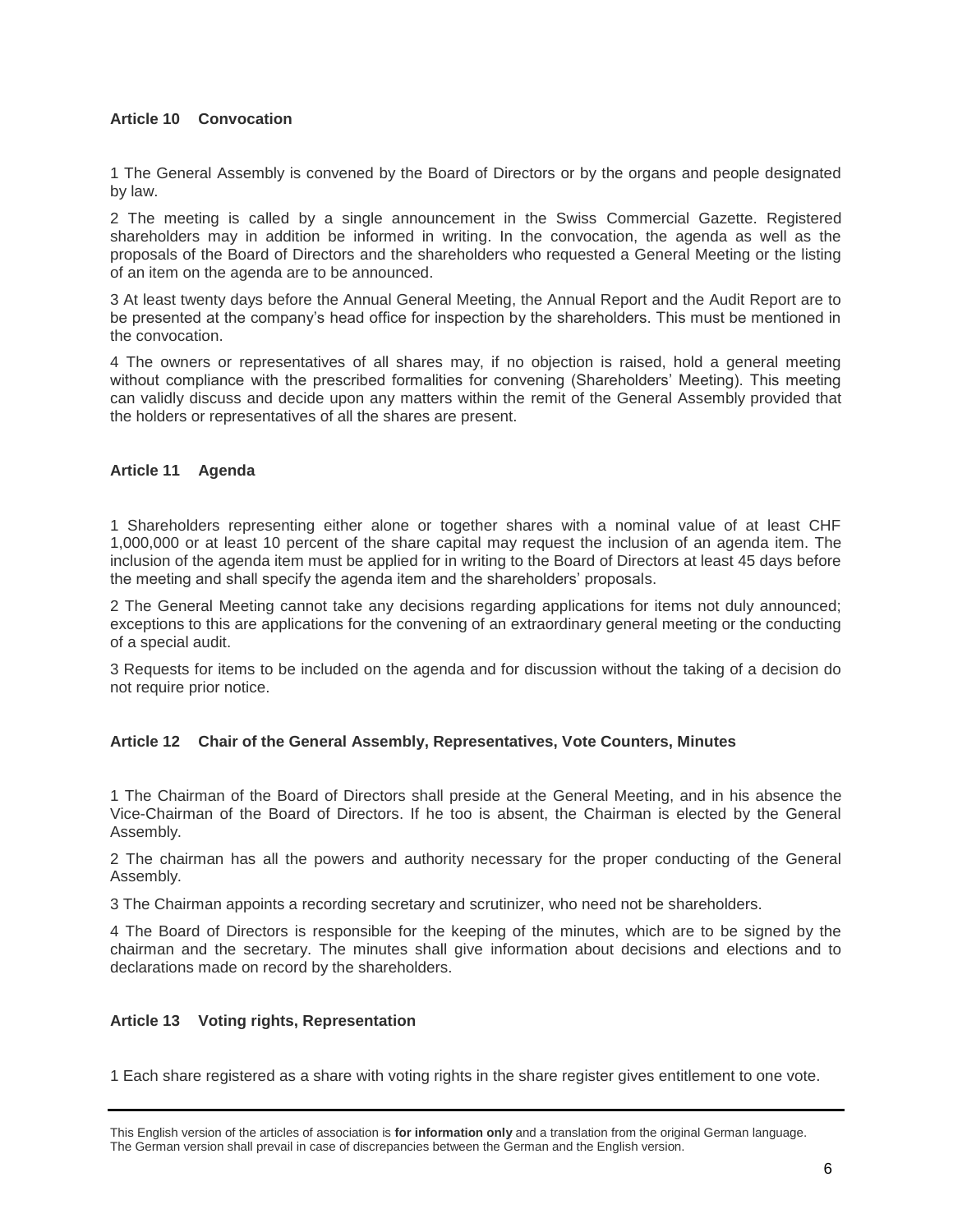### Article 10 Convocation

1 The General Assembly is convened by the Board of Directors or by the organs and people designated by law.

2 The meeting is called by a single announcement in the Swiss Commercial Gazette. Registered shareholders may in addition be informed in writing. In the convocation, the agenda as well as the proposals of the Board of Directors and the shareholders who requested a General Meeting or the listing of an item on the agenda are to be announced.

3 At least twenty days before the Annual General Meeting, the Annual Report and the Audit Report are to be presented at the company's head office for inspection by the shareholders. This must be mentioned in the convocation.

4 The owners or representatives of all shares may, if no objection is raised, hold a general meeting without compliance with the prescribed formalities for convening (Shareholders' Meeting). This meeting can validly discuss and decide upon any matters within the remit of the General Assembly provided that the holders or representatives of all the shares are present.

### Article 11 Agenda

1 Shareholders representing either alone or together shares with a nominal value of at least CHF 1,000,000 or at least 10 percent of the share capital may request the inclusion of an agenda item. The inclusion of the agenda item must be applied for in writing to the Board of Directors at least 45 days before the meeting and shall specify the agenda item and the shareholders' proposals.

2 The General Meeting cannot take any decisions regarding applications for items not duly announced; exceptions to this are applications for the convening of an extraordinary general meeting or the conducting of a special audit.

3 Requests for items to be included on the agenda and for discussion without the taking of a decision do not require prior notice.

### Article 12 Chair of the General Assembly, Representatives, Vote Counters, Minutes

1 The Chairman of the Board of Directors shall preside at the General Meeting, and in his absence the Vice-Chairman of the Board of Directors. If he too is absent, the Chairman is elected by the General Assembly.

2 The chairman has all the powers and authority necessary for the proper conducting of the General Assembly.

3 The Chairman appoints a recording secretary and scrutinizer, who need not be shareholders.

4 The Board of Directors is responsible for the keeping of the minutes, which are to be signed by the chairman and the secretary. The minutes shall give information about decisions and elections and to declarations made on record by the shareholders.

### Article 13 Voting rights, Representation

1 Each share registered as a share with voting rights in the share register gives entitlement to one vote.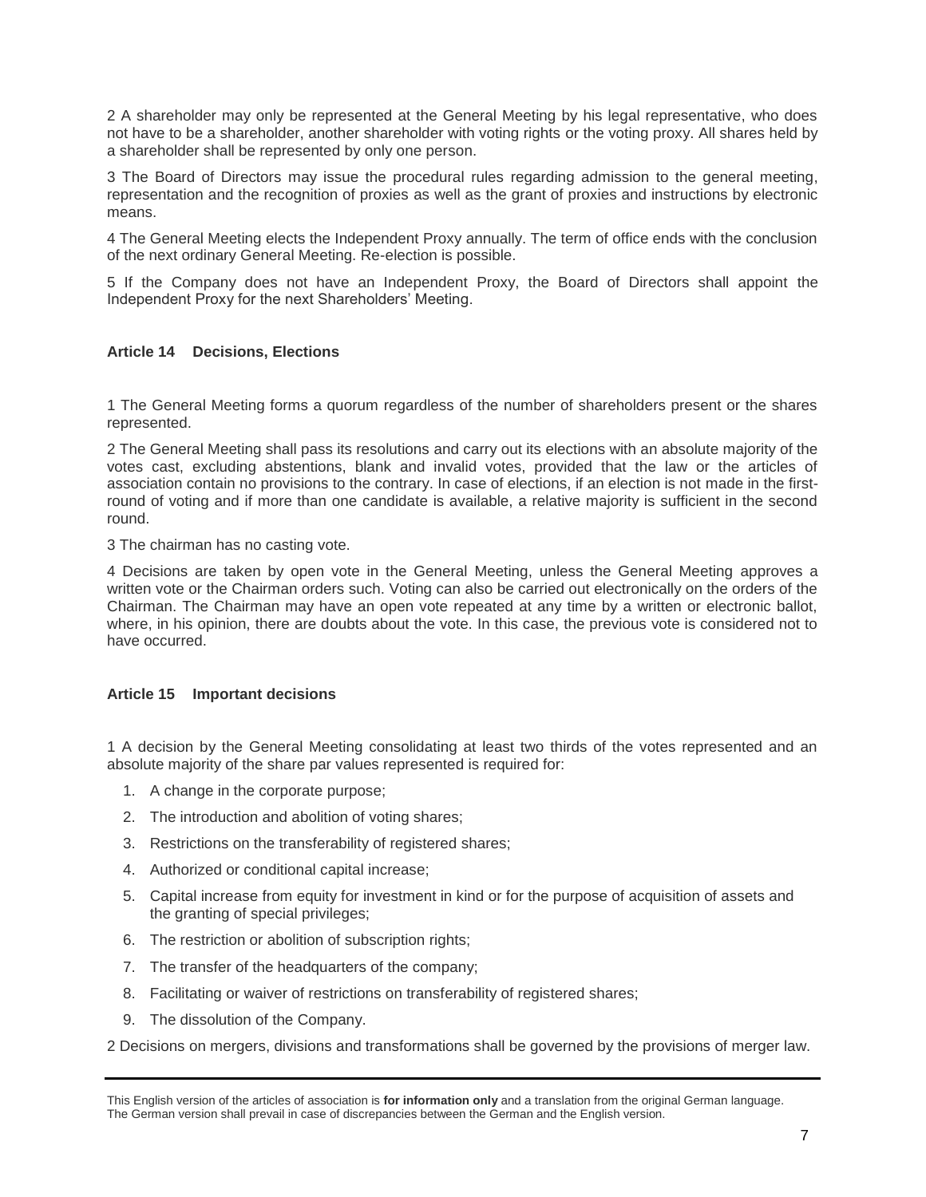2 A shareholder may only be represented at the General Meeting by his legal representative, who does not have to be a shareholder, another shareholder with voting rights or the voting proxy. All shares held by a shareholder shall be represented by only one person.

3 The Board of Directors may issue the procedural rules regarding admission to the general meeting, representation and the recognition of proxies as well as the grant of proxies and instructions by electronic means.

4 The General Meeting elects the Independent Proxy annually. The term of office ends with the conclusion of the next ordinary General Meeting. Re-election is possible.

5 If the Company does not have an Independent Proxy, the Board of Directors shall appoint the Independent Proxy for the next Shareholders' Meeting.

### Article 14 Decisions, Elections

1 The General Meeting forms a quorum regardless of the number of shareholders present or the shares represented.

2 The General Meeting shall pass its resolutions and carry out its elections with an absolute majority of the votes cast, excluding abstentions, blank and invalid votes, provided that the law or the articles of association contain no provisions to the contrary. In case of elections, if an election is not made in the first-round of voting and if more than one candidate is available, a relative majority is sufficient in the second round.

3 The chairman has no casting vote.

4 Decisions are taken by open vote in the General Meeting, unless the General Meeting approves a written vote or the Chairman orders such. Voting can also be carried out electronically on the orders of the Chairman. The Chairman may have an open vote repeated at any time by a written or electronic ballot, where, in his opinion, there are doubts about the vote. In this case, the previous vote is considered not to have occurred.

### Article 15 Important decisions

1 A decision by the General Meeting consolidating at least two thirds of the votes represented and an absolute majority of the share par values represented is required for:

1. A change in the corporate purpose;
2. The introduction and abolition of voting shares;
3. Restrictions on the transferability of registered shares;
4. Authorized or conditional capital increase;
5. Capital increase from equity for investment in kind or for the purpose of acquisition of assets and the granting of special privileges;
6. The restriction or abolition of subscription rights;
7. The transfer of the headquarters of the company;
8. Facilitating or waiver of restrictions on transferability of registered shares;
9. The dissolution of the Company.

2 Decisions on mergers, divisions and transformations shall be governed by the provisions of merger law.

This English version of the articles of association is **for information only** and a translation from the original German language. The German version shall prevail in case of discrepancies between the German and the English version.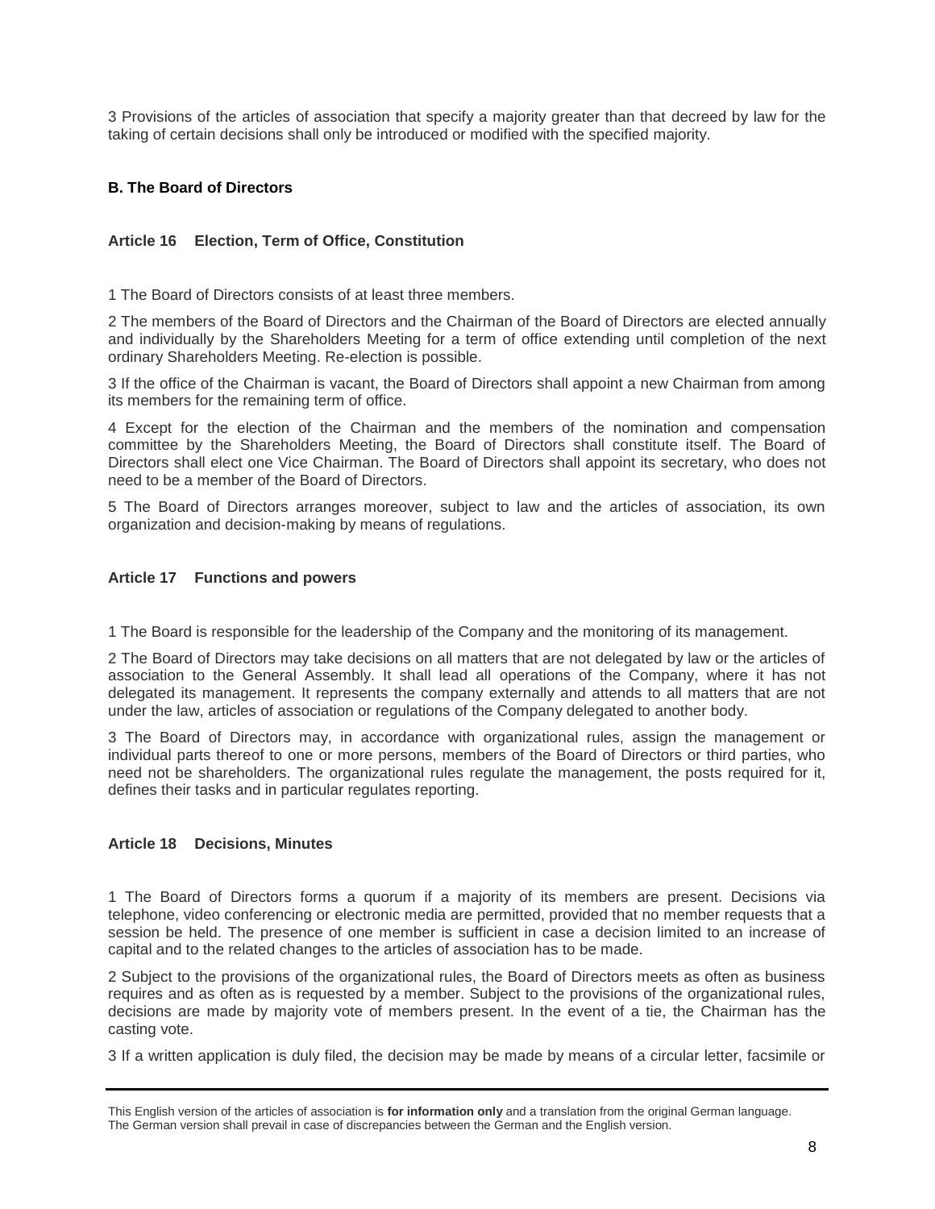3 Provisions of the articles of association that specify a majority greater than that decreed by law for the taking of certain decisions shall only be introduced or modified with the specified majority.

## B. The Board of Directors

### Article 16 Election, Term of Office, Constitution

1 The Board of Directors consists of at least three members.

2 The members of the Board of Directors and the Chairman of the Board of Directors are elected annually and individually by the Shareholders Meeting for a term of office extending until completion of the next ordinary Shareholders Meeting. Re-election is possible.

3 If the office of the Chairman is vacant, the Board of Directors shall appoint a new Chairman from among its members for the remaining term of office.

4 Except for the election of the Chairman and the members of the nomination and compensation committee by the Shareholders Meeting, the Board of Directors shall constitute itself. The Board of Directors shall elect one Vice Chairman. The Board of Directors shall appoint its secretary, who does not need to be a member of the Board of Directors.

5 The Board of Directors arranges moreover, subject to law and the articles of association, its own organization and decision-making by means of regulations.

### Article 17 Functions and powers

1 The Board is responsible for the leadership of the Company and the monitoring of its management.

2 The Board of Directors may take decisions on all matters that are not delegated by law or the articles of association to the General Assembly. It shall lead all operations of the Company, where it has not delegated its management. It represents the company externally and attends to all matters that are not under the law, articles of association or regulations of the Company delegated to another body.

3 The Board of Directors may, in accordance with organizational rules, assign the management or individual parts thereof to one or more persons, members of the Board of Directors or third parties, who need not be shareholders. The organizational rules regulate the management, the posts required for it, defines their tasks and in particular regulates reporting.

### Article 18 Decisions, Minutes

1 The Board of Directors forms a quorum if a majority of its members are present. Decisions via telephone, video conferencing or electronic media are permitted, provided that no member requests that a session be held. The presence of one member is sufficient in case a decision limited to an increase of capital and to the related changes to the articles of association has to be made.

2 Subject to the provisions of the organizational rules, the Board of Directors meets as often as business requires and as often as is requested by a member. Subject to the provisions of the organizational rules, decisions are made by majority vote of members present. In the event of a tie, the Chairman has the casting vote.

3 If a written application is duly filed, the decision may be made by means of a circular letter, facsimile or

This English version of the articles of association is **for information only** and a translation from the original German language. The German version shall prevail in case of discrepancies between the German and the English version.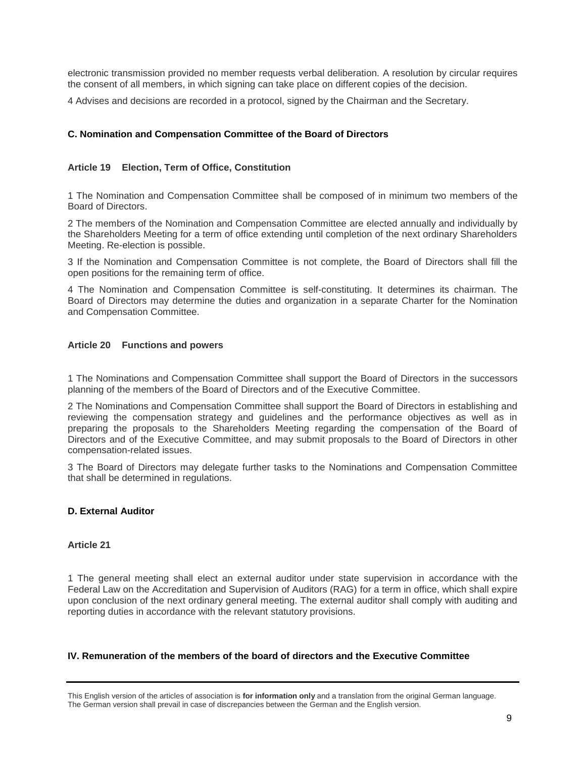electronic transmission provided no member requests verbal deliberation. A resolution by circular requires the consent of all members, in which signing can take place on different copies of the decision.

4 Advises and decisions are recorded in a protocol, signed by the Chairman and the Secretary.

### C. Nomination and Compensation Committee of the Board of Directors

#### Article 19 Election, Term of Office, Constitution

1 The Nomination and Compensation Committee shall be composed of in minimum two members of the Board of Directors.

2 The members of the Nomination and Compensation Committee are elected annually and individually by the Shareholders Meeting for a term of office extending until completion of the next ordinary Shareholders Meeting. Re-election is possible.

3 If the Nomination and Compensation Committee is not complete, the Board of Directors shall fill the open positions for the remaining term of office.

4 The Nomination and Compensation Committee is self-constituting. It determines its chairman. The Board of Directors may determine the duties and organization in a separate Charter for the Nomination and Compensation Committee.

#### Article 20 Functions and powers

1 The Nominations and Compensation Committee shall support the Board of Directors in the successors planning of the members of the Board of Directors and of the Executive Committee.

2 The Nominations and Compensation Committee shall support the Board of Directors in establishing and reviewing the compensation strategy and guidelines and the performance objectives as well as in preparing the proposals to the Shareholders Meeting regarding the compensation of the Board of Directors and of the Executive Committee, and may submit proposals to the Board of Directors in other compensation-related issues.

3 The Board of Directors may delegate further tasks to the Nominations and Compensation Committee that shall be determined in regulations.

### D. External Auditor

#### Article 21

1 The general meeting shall elect an external auditor under state supervision in accordance with the Federal Law on the Accreditation and Supervision of Auditors (RAG) for a term in office, which shall expire upon conclusion of the next ordinary general meeting. The external auditor shall comply with auditing and reporting duties in accordance with the relevant statutory provisions.

## IV. Remuneration of the members of the board of directors and the Executive Committee

This English version of the articles of association is **for information only** and a translation from the original German language. The German version shall prevail in case of discrepancies between the German and the English version.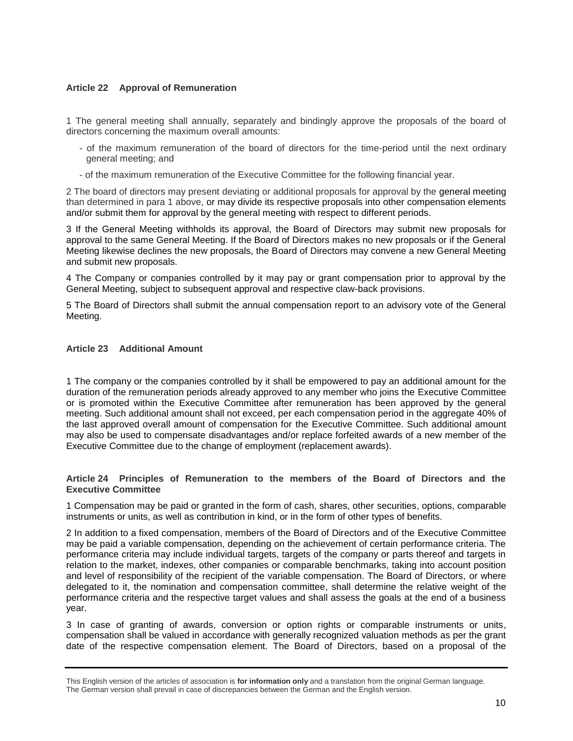### Article 22 Approval of Remuneration

1 The general meeting shall annually, separately and bindingly approve the proposals of the board of directors concerning the maximum overall amounts:

- of the maximum remuneration of the board of directors for the time-period until the next ordinary general meeting; and
- of the maximum remuneration of the Executive Committee for the following financial year.

2 The board of directors may present deviating or additional proposals for approval by the general meeting than determined in para 1 above, or may divide its respective proposals into other compensation elements and/or submit them for approval by the general meeting with respect to different periods.

3 If the General Meeting withholds its approval, the Board of Directors may submit new proposals for approval to the same General Meeting. If the Board of Directors makes no new proposals or if the General Meeting likewise declines the new proposals, the Board of Directors may convene a new General Meeting and submit new proposals.

4 The Company or companies controlled by it may pay or grant compensation prior to approval by the General Meeting, subject to subsequent approval and respective claw-back provisions.

5 The Board of Directors shall submit the annual compensation report to an advisory vote of the General Meeting.

### Article 23 Additional Amount

1 The company or the companies controlled by it shall be empowered to pay an additional amount for the duration of the remuneration periods already approved to any member who joins the Executive Committee or is promoted within the Executive Committee after remuneration has been approved by the general meeting. Such additional amount shall not exceed, per each compensation period in the aggregate 40% of the last approved overall amount of compensation for the Executive Committee. Such additional amount may also be used to compensate disadvantages and/or replace forfeited awards of a new member of the Executive Committee due to the change of employment (replacement awards).

### Article 24 Principles of Remuneration to the members of the Board of Directors and the Executive Committee

1 Compensation may be paid or granted in the form of cash, shares, other securities, options, comparable instruments or units, as well as contribution in kind, or in the form of other types of benefits.

2 In addition to a fixed compensation, members of the Board of Directors and of the Executive Committee may be paid a variable compensation, depending on the achievement of certain performance criteria. The performance criteria may include individual targets, targets of the company or parts thereof and targets in relation to the market, indexes, other companies or comparable benchmarks, taking into account position and level of responsibility of the recipient of the variable compensation. The Board of Directors, or where delegated to it, the nomination and compensation committee, shall determine the relative weight of the performance criteria and the respective target values and shall assess the goals at the end of a business year.

3 In case of granting of awards, conversion or option rights or comparable instruments or units, compensation shall be valued in accordance with generally recognized valuation methods as per the grant date of the respective compensation element. The Board of Directors, based on a proposal of the

This English version of the articles of association is **for information only** and a translation from the original German language. The German version shall prevail in case of discrepancies between the German and the English version.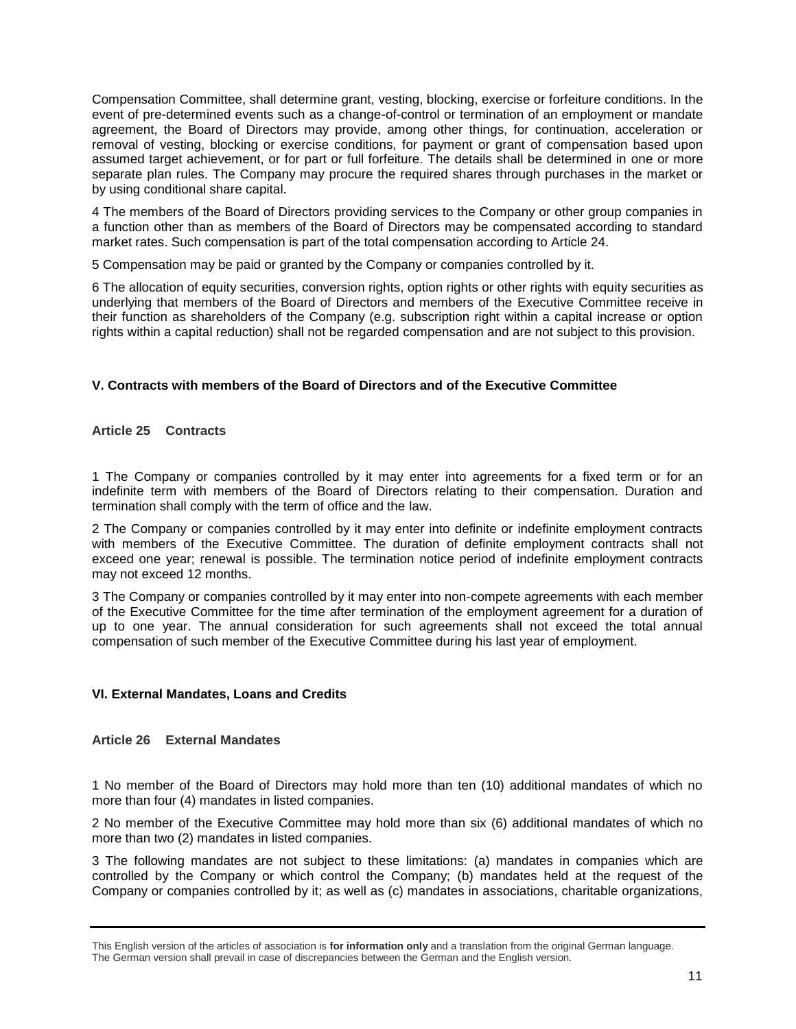Compensation Committee, shall determine grant, vesting, blocking, exercise or forfeiture conditions. In the event of pre-determined events such as a change-of-control or termination of an employment or mandate agreement, the Board of Directors may provide, among other things, for continuation, acceleration or removal of vesting, blocking or exercise conditions, for payment or grant of compensation based upon assumed target achievement, or for part or full forfeiture. The details shall be determined in one or more separate plan rules. The Company may procure the required shares through purchases in the market or by using conditional share capital.

4 The members of the Board of Directors providing services to the Company or other group companies in a function other than as members of the Board of Directors may be compensated according to standard market rates. Such compensation is part of the total compensation according to Article 24.

5 Compensation may be paid or granted by the Company or companies controlled by it.

6 The allocation of equity securities, conversion rights, option rights or other rights with equity securities as underlying that members of the Board of Directors and members of the Executive Committee receive in their function as shareholders of the Company (e.g. subscription right within a capital increase or option rights within a capital reduction) shall not be regarded compensation and are not subject to this provision.

## V. Contracts with members of the Board of Directors and of the Executive Committee

### Article 25 Contracts

1 The Company or companies controlled by it may enter into agreements for a fixed term or for an indefinite term with members of the Board of Directors relating to their compensation. Duration and termination shall comply with the term of office and the law.

2 The Company or companies controlled by it may enter into definite or indefinite employment contracts with members of the Executive Committee. The duration of definite employment contracts shall not exceed one year; renewal is possible. The termination notice period of indefinite employment contracts may not exceed 12 months.

3 The Company or companies controlled by it may enter into non-compete agreements with each member of the Executive Committee for the time after termination of the employment agreement for a duration of up to one year. The annual consideration for such agreements shall not exceed the total annual compensation of such member of the Executive Committee during his last year of employment.

## VI. External Mandates, Loans and Credits

### Article 26 External Mandates

1 No member of the Board of Directors may hold more than ten (10) additional mandates of which no more than four (4) mandates in listed companies.

2 No member of the Executive Committee may hold more than six (6) additional mandates of which no more than two (2) mandates in listed companies.

3 The following mandates are not subject to these limitations: (a) mandates in companies which are controlled by the Company or which control the Company; (b) mandates held at the request of the Company or companies controlled by it; as well as (c) mandates in associations, charitable organizations,

This English version of the articles of association is **for information only** and a translation from the original German language. The German version shall prevail in case of discrepancies between the German and the English version.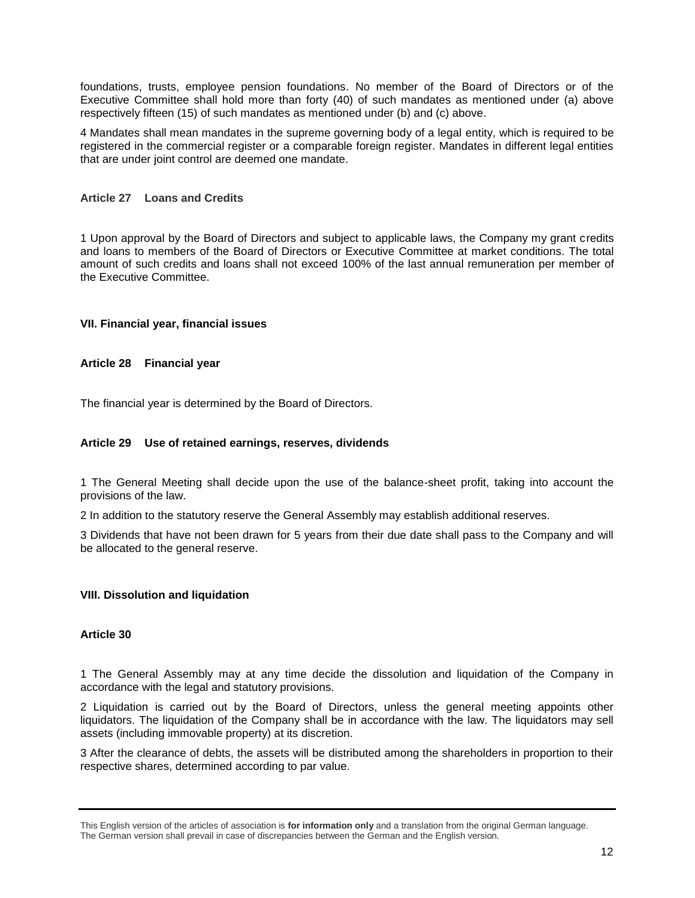foundations, trusts, employee pension foundations. No member of the Board of Directors or of the Executive Committee shall hold more than forty (40) of such mandates as mentioned under (a) above respectively fifteen (15) of such mandates as mentioned under (b) and (c) above.

4 Mandates shall mean mandates in the supreme governing body of a legal entity, which is required to be registered in the commercial register or a comparable foreign register. Mandates in different legal entities that are under joint control are deemed one mandate.

### Article 27 Loans and Credits

1 Upon approval by the Board of Directors and subject to applicable laws, the Company my grant credits and loans to members of the Board of Directors or Executive Committee at market conditions. The total amount of such credits and loans shall not exceed 100% of the last annual remuneration per member of the Executive Committee.

## VII. Financial year, financial issues

### Article 28 Financial year

The financial year is determined by the Board of Directors.

### Article 29 Use of retained earnings, reserves, dividends

1 The General Meeting shall decide upon the use of the balance-sheet profit, taking into account the provisions of the law.

2 In addition to the statutory reserve the General Assembly may establish additional reserves.

3 Dividends that have not been drawn for 5 years from their due date shall pass to the Company and will be allocated to the general reserve.

## VIII. Dissolution and liquidation

### Article 30

1 The General Assembly may at any time decide the dissolution and liquidation of the Company in accordance with the legal and statutory provisions.

2 Liquidation is carried out by the Board of Directors, unless the general meeting appoints other liquidators. The liquidation of the Company shall be in accordance with the law. The liquidators may sell assets (including immovable property) at its discretion.

3 After the clearance of debts, the assets will be distributed among the shareholders in proportion to their respective shares, determined according to par value.

This English version of the articles of association is **for information only** and a translation from the original German language. The German version shall prevail in case of discrepancies between the German and the English version.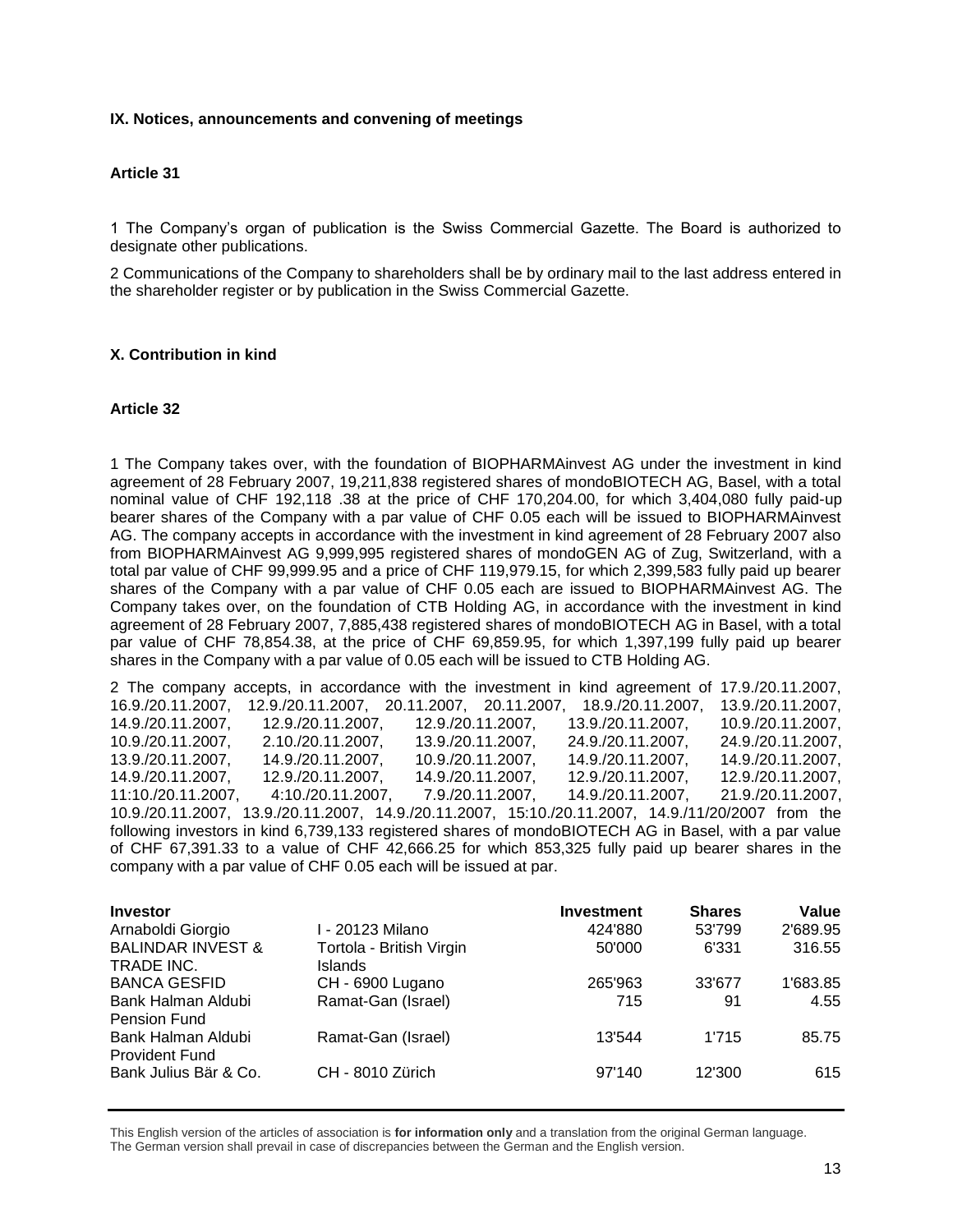**IX. Notices, announcements and convening of meetings**

**Article 31**

1 The Company's organ of publication is the Swiss Commercial Gazette. The Board is authorized to designate other publications.

2 Communications of the Company to shareholders shall be by ordinary mail to the last address entered in the shareholder register or by publication in the Swiss Commercial Gazette.

**X. Contribution in kind**

**Article 32**

1 The Company takes over, with the foundation of BIOPHARMAinvest AG under the investment in kind agreement of 28 February 2007, 19,211,838 registered shares of mondoBIOTECH AG, Basel, with a total nominal value of CHF 192,118 .38 at the price of CHF 170,204.00, for which 3,404,080 fully paid-up bearer shares of the Company with a par value of CHF 0.05 each will be issued to BIOPHARMAinvest AG. The company accepts in accordance with the investment in kind agreement of 28 February 2007 also from BIOPHARMAinvest AG 9,999,995 registered shares of mondoGEN AG of Zug, Switzerland, with a total par value of CHF 99,999.95 and a price of CHF 119,979.15, for which 2,399,583 fully paid up bearer shares of the Company with a par value of CHF 0.05 each are issued to BIOPHARMAinvest AG. The Company takes over, on the foundation of CTB Holding AG, in accordance with the investment in kind agreement of 28 February 2007, 7,885,438 registered shares of mondoBIOTECH AG in Basel, with a total par value of CHF 78,854.38, at the price of CHF 69,859.95, for which 1,397,199 fully paid up bearer shares in the Company with a par value of 0.05 each will be issued to CTB Holding AG.

2 The company accepts, in accordance with the investment in kind agreement of 17.9./20.11.2007, 16.9./20.11.2007, 12.9./20.11.2007, 20.11.2007, 20.11.2007, 18.9./20.11.2007, 13.9./20.11.2007, 14.9./20.11.2007, 12.9./20.11.2007, 12.9./20.11.2007, 13.9./20.11.2007, 10.9./20.11.2007, 10.9./20.11.2007, 2.10./20.11.2007, 13.9./20.11.2007, 24.9./20.11.2007, 24.9./20.11.2007, 13.9./20.11.2007, 14.9./20.11.2007, 10.9./20.11.2007, 14.9./20.11.2007, 14.9./20.11.2007, 14.9./20.11.2007, 12.9./20.11.2007, 14.9./20.11.2007, 12.9./20.11.2007, 12.9./20.11.2007, 11:10./20.11.2007, 4:10./20.11.2007, 7.9./20.11.2007, 14.9./20.11.2007, 21.9./20.11.2007, 10.9./20.11.2007, 13.9./20.11.2007, 14.9./20.11.2007, 15:10./20.11.2007, 14.9./11/20/2007 from the following investors in kind 6,739,133 registered shares of mondoBIOTECH AG in Basel, with a par value of CHF 67,391.33 to a value of CHF 42,666.25 for which 853,325 fully paid up bearer shares in the company with a par value of CHF 0.05 each will be issued at par.

| Investor | | Investment | Shares | Value |
|---|---|---|---|---|
| Arnaboldi Giorgio | I - 20123 Milano | 424'880 | 53'799 | 2'689.95 |
| BALINDAR INVEST & TRADE INC. | Tortola - British Virgin Islands | 50'000 | 6'331 | 316.55 |
| BANCA GESFID | CH - 6900 Lugano | 265'963 | 33'677 | 1'683.85 |
| Bank Halman Aldubi Pension Fund | Ramat-Gan (Israel) | 715 | 91 | 4.55 |
| Bank Halman Aldubi Provident Fund | Ramat-Gan (Israel) | 13'544 | 1'715 | 85.75 |
| Bank Julius Bär & Co. | CH - 8010 Zürich | 97'140 | 12'300 | 615 |

This English version of the articles of association is **for information only** and a translation from the original German language. The German version shall prevail in case of discrepancies between the German and the English version.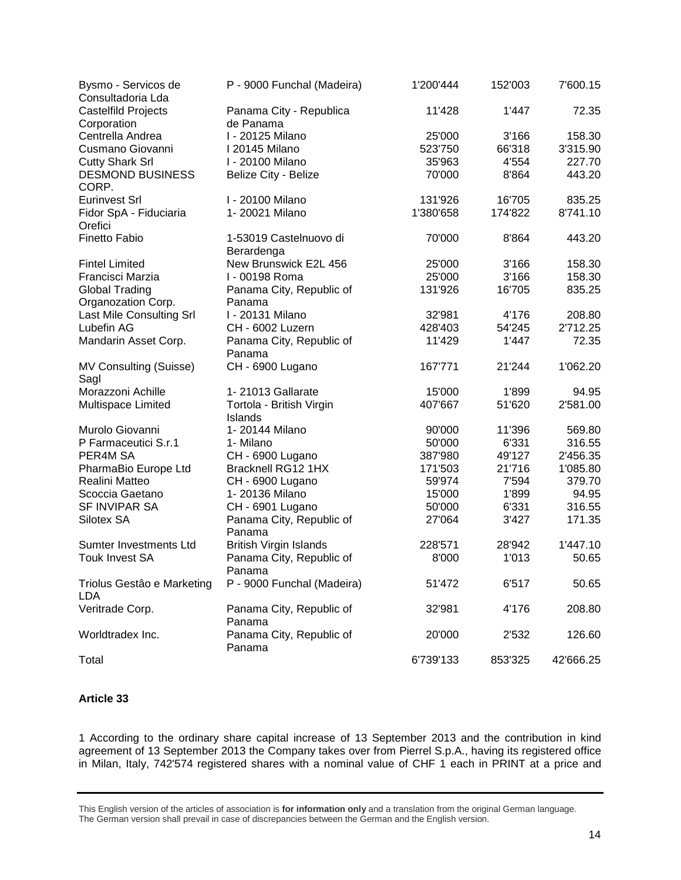| | | | | |
|---|---|---|---|---|
| Bysmo - Servicos de Consultadoria Lda | P - 9000 Funchal (Madeira) | 1'200'444 | 152'003 | 7'600.15 |
| Castelfild Projects Corporation | Panama City - Republica de Panama | 11'428 | 1'447 | 72.35 |
| Centrella Andrea | I - 20125 Milano | 25'000 | 3'166 | 158.30 |
| Cusmano Giovanni | I 20145 Milano | 523'750 | 66'318 | 3'315.90 |
| Cutty Shark Srl | I - 20100 Milano | 35'963 | 4'554 | 227.70 |
| DESMOND BUSINESS CORP. | Belize City - Belize | 70'000 | 8'864 | 443.20 |
| Eurinvest Srl | I - 20100 Milano | 131'926 | 16'705 | 835.25 |
| Fidor SpA - Fiduciaria Orefici | 1- 20021 Milano | 1'380'658 | 174'822 | 8'741.10 |
| Finetto Fabio | 1-53019 Castelnuovo di Berardenga | 70'000 | 8'864 | 443.20 |
| Fintel Limited | New Brunswick E2L 456 | 25'000 | 3'166 | 158.30 |
| Francisci Marzia | I - 00198 Roma | 25'000 | 3'166 | 158.30 |
| Global Trading Organozation Corp. | Panama City, Republic of Panama | 131'926 | 16'705 | 835.25 |
| Last Mile Consulting Srl | I - 20131 Milano | 32'981 | 4'176 | 208.80 |
| Lubefin AG | CH - 6002 Luzern | 428'403 | 54'245 | 2'712.25 |
| Mandarin Asset Corp. | Panama City, Republic of Panama | 11'429 | 1'447 | 72.35 |
| MV Consulting (Suisse) Sagl | CH - 6900 Lugano | 167'771 | 21'244 | 1'062.20 |
| Morazzoni Achille | 1- 21013 Gallarate | 15'000 | 1'899 | 94.95 |
| Multispace Limited | Tortola - British Virgin Islands | 407'667 | 51'620 | 2'581.00 |
| Murolo Giovanni | 1- 20144 Milano | 90'000 | 11'396 | 569.80 |
| P Farmaceutici S.r.1 | 1- Milano | 50'000 | 6'331 | 316.55 |
| PER4M SA | CH - 6900 Lugano | 387'980 | 49'127 | 2'456.35 |
| PharmaBio Europe Ltd | Bracknell RG12 1HX | 171'503 | 21'716 | 1'085.80 |
| Realini Matteo | CH - 6900 Lugano | 59'974 | 7'594 | 379.70 |
| Scoccia Gaetano | 1- 20136 Milano | 15'000 | 1'899 | 94.95 |
| SF INVIPAR SA | CH - 6901 Lugano | 50'000 | 6'331 | 316.55 |
| Silotex SA | Panama City, Republic of Panama | 27'064 | 3'427 | 171.35 |
| Sumter Investments Ltd | British Virgin Islands | 228'571 | 28'942 | 1'447.10 |
| Touk Invest SA | Panama City, Republic of Panama | 8'000 | 1'013 | 50.65 |
| Triolus Gestâo e Marketing LDA | P - 9000 Funchal (Madeira) | 51'472 | 6'517 | 50.65 |
| Veritrade Corp. | Panama City, Republic of Panama | 32'981 | 4'176 | 208.80 |
| Worldtradex Inc. | Panama City, Republic of Panama | 20'000 | 2'532 | 126.60 |
| Total | | 6'739'133 | 853'325 | 42'666.25 |

**Article 33**

1 According to the ordinary share capital increase of 13 September 2013 and the contribution in kind agreement of 13 September 2013 the Company takes over from Pierrel S.p.A., having its registered office in Milan, Italy, 742'574 registered shares with a nominal value of CHF 1 each in PRINT at a price and

This English version of the articles of association is **for information only** and a translation from the original German language. The German version shall prevail in case of discrepancies between the German and the English version.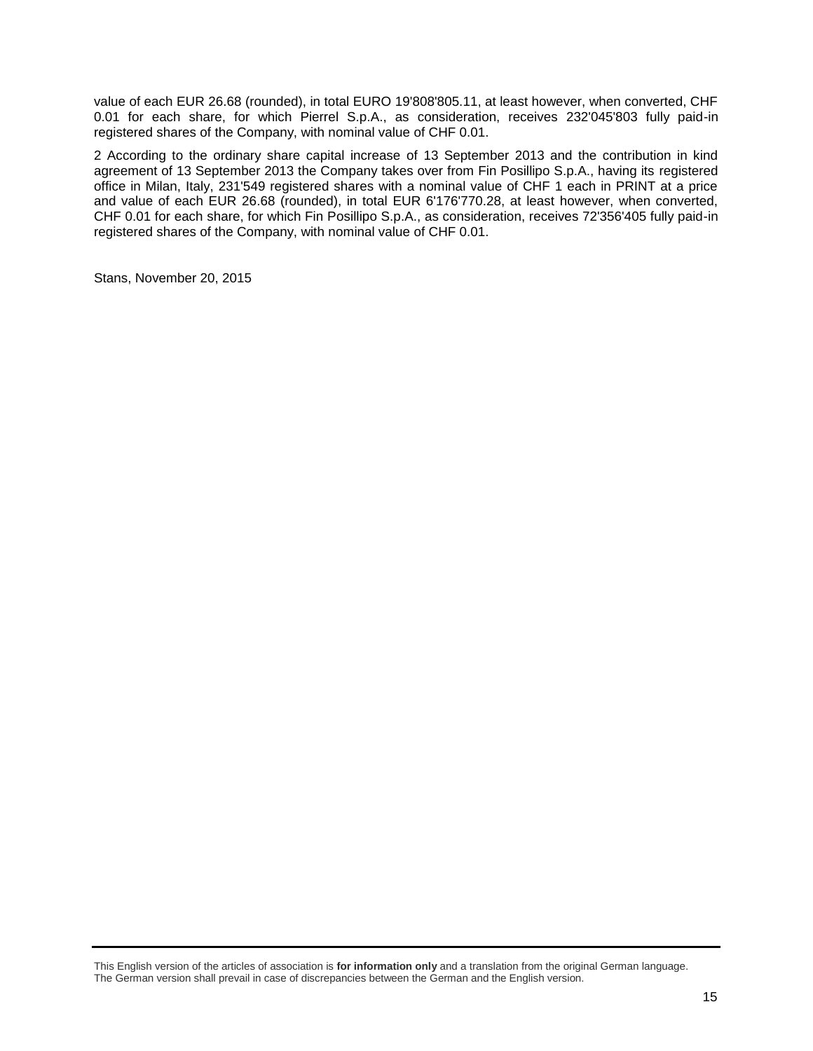value of each EUR 26.68 (rounded), in total EURO 19'808'805.11, at least however, when converted, CHF 0.01 for each share, for which Pierrel S.p.A., as consideration, receives 232'045'803 fully paid-in registered shares of the Company, with nominal value of CHF 0.01.

2 According to the ordinary share capital increase of 13 September 2013 and the contribution in kind agreement of 13 September 2013 the Company takes over from Fin Posillipo S.p.A., having its registered office in Milan, Italy, 231'549 registered shares with a nominal value of CHF 1 each in PRINT at a price and value of each EUR 26.68 (rounded), in total EUR 6'176'770.28, at least however, when converted, CHF 0.01 for each share, for which Fin Posillipo S.p.A., as consideration, receives 72'356'405 fully paid-in registered shares of the Company, with nominal value of CHF 0.01.

Stans, November 20, 2015

This English version of the articles of association is **for information only** and a translation from the original German language. The German version shall prevail in case of discrepancies between the German and the English version.